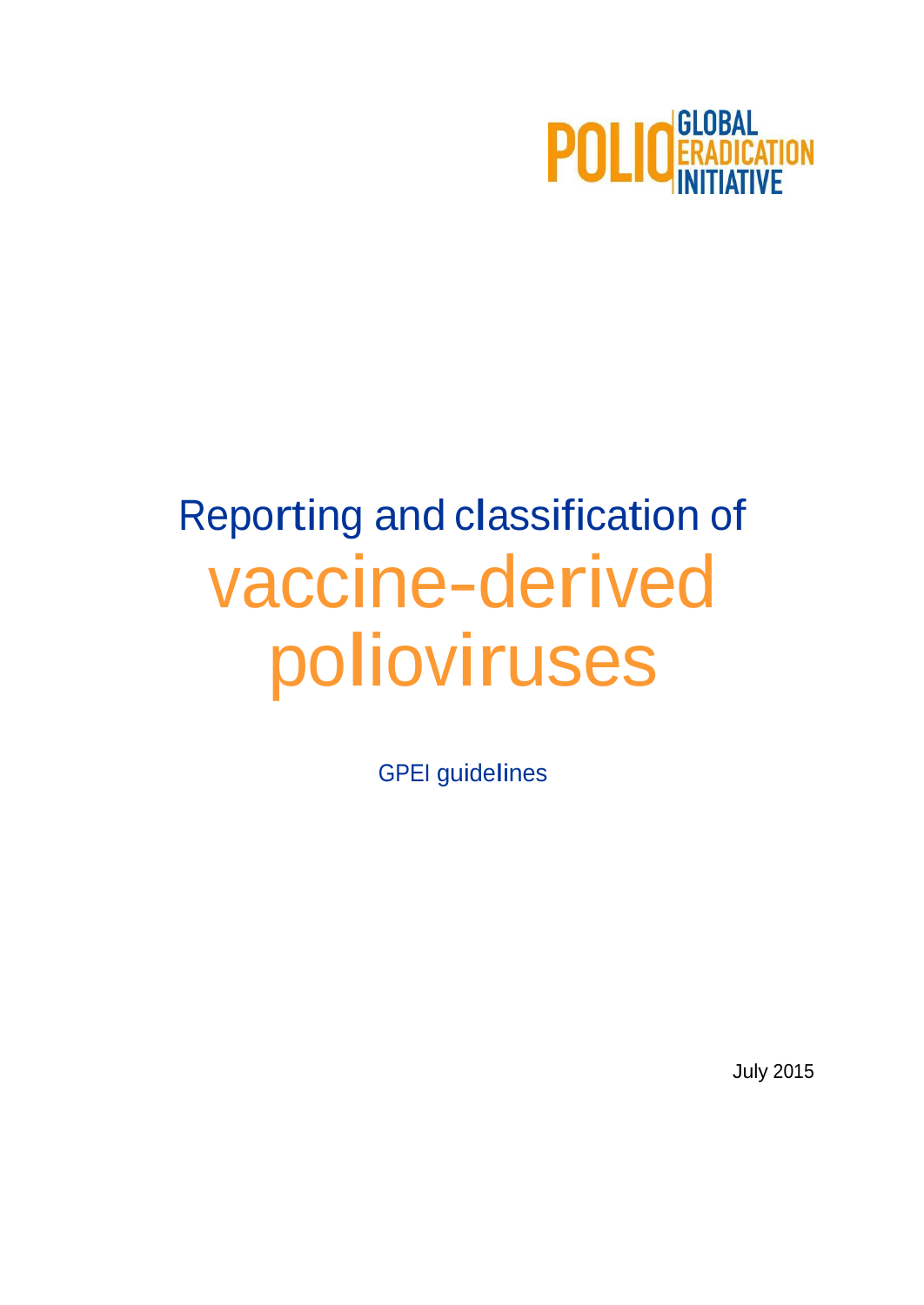POLIO GLOBAL ERADICATION INITIATIVE

# Reporting and classification of vaccine-derived polioviruses

GPEI guidelines

July 2015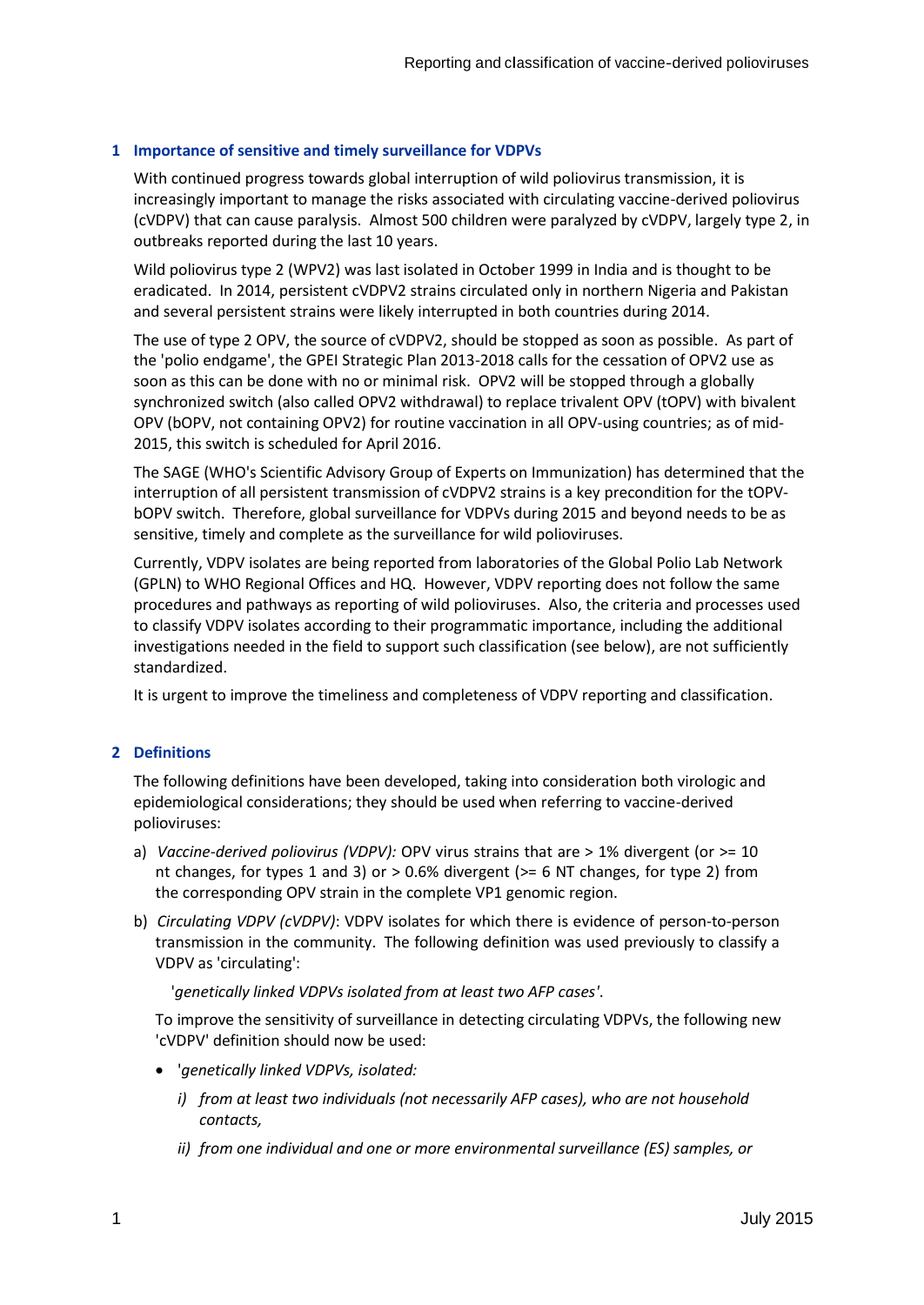## 1 Importance of sensitive and timely surveillance for VDPVs

With continued progress towards global interruption of wild poliovirus transmission, it is increasingly important to manage the risks associated with circulating vaccine-derived poliovirus (cVDPV) that can cause paralysis. Almost 500 children were paralyzed by cVDPV, largely type 2, in outbreaks reported during the last 10 years.

Wild poliovirus type 2 (WPV2) was last isolated in October 1999 in India and is thought to be eradicated. In 2014, persistent cVDPV2 strains circulated only in northern Nigeria and Pakistan and several persistent strains were likely interrupted in both countries during 2014.

The use of type 2 OPV, the source of cVDPV2, should be stopped as soon as possible. As part of the 'polio endgame', the GPEI Strategic Plan 2013-2018 calls for the cessation of OPV2 use as soon as this can be done with no or minimal risk. OPV2 will be stopped through a globally synchronized switch (also called OPV2 withdrawal) to replace trivalent OPV (tOPV) with bivalent OPV (bOPV, not containing OPV2) for routine vaccination in all OPV-using countries; as of mid-2015, this switch is scheduled for April 2016.

The SAGE (WHO's Scientific Advisory Group of Experts on Immunization) has determined that the interruption of all persistent transmission of cVDPV2 strains is a key precondition for the tOPV-bOPV switch. Therefore, global surveillance for VDPVs during 2015 and beyond needs to be as sensitive, timely and complete as the surveillance for wild polioviruses.

Currently, VDPV isolates are being reported from laboratories of the Global Polio Lab Network (GPLN) to WHO Regional Offices and HQ. However, VDPV reporting does not follow the same procedures and pathways as reporting of wild polioviruses. Also, the criteria and processes used to classify VDPV isolates according to their programmatic importance, including the additional investigations needed in the field to support such classification (see below), are not sufficiently standardized.

It is urgent to improve the timeliness and completeness of VDPV reporting and classification.

## 2 Definitions

The following definitions have been developed, taking into consideration both virologic and epidemiological considerations; they should be used when referring to vaccine-derived polioviruses:

a) *Vaccine-derived poliovirus (VDPV):* OPV virus strains that are > 1% divergent (or >= 10 nt changes, for types 1 and 3) or > 0.6% divergent (>= 6 NT changes, for type 2) from the corresponding OPV strain in the complete VP1 genomic region.

b) *Circulating VDPV (cVDPV)*: VDPV isolates for which there is evidence of person-to-person transmission in the community. The following definition was used previously to classify a VDPV as 'circulating':

   *'genetically linked VDPVs isolated from at least two AFP cases'*.

   To improve the sensitivity of surveillance in detecting circulating VDPVs, the following new 'cVDPV' definition should now be used:

   - *'genetically linked VDPVs, isolated:*
     - *i) from at least two individuals (not necessarily AFP cases), who are not household contacts,*
     - *ii) from one individual and one or more environmental surveillance (ES) samples, or*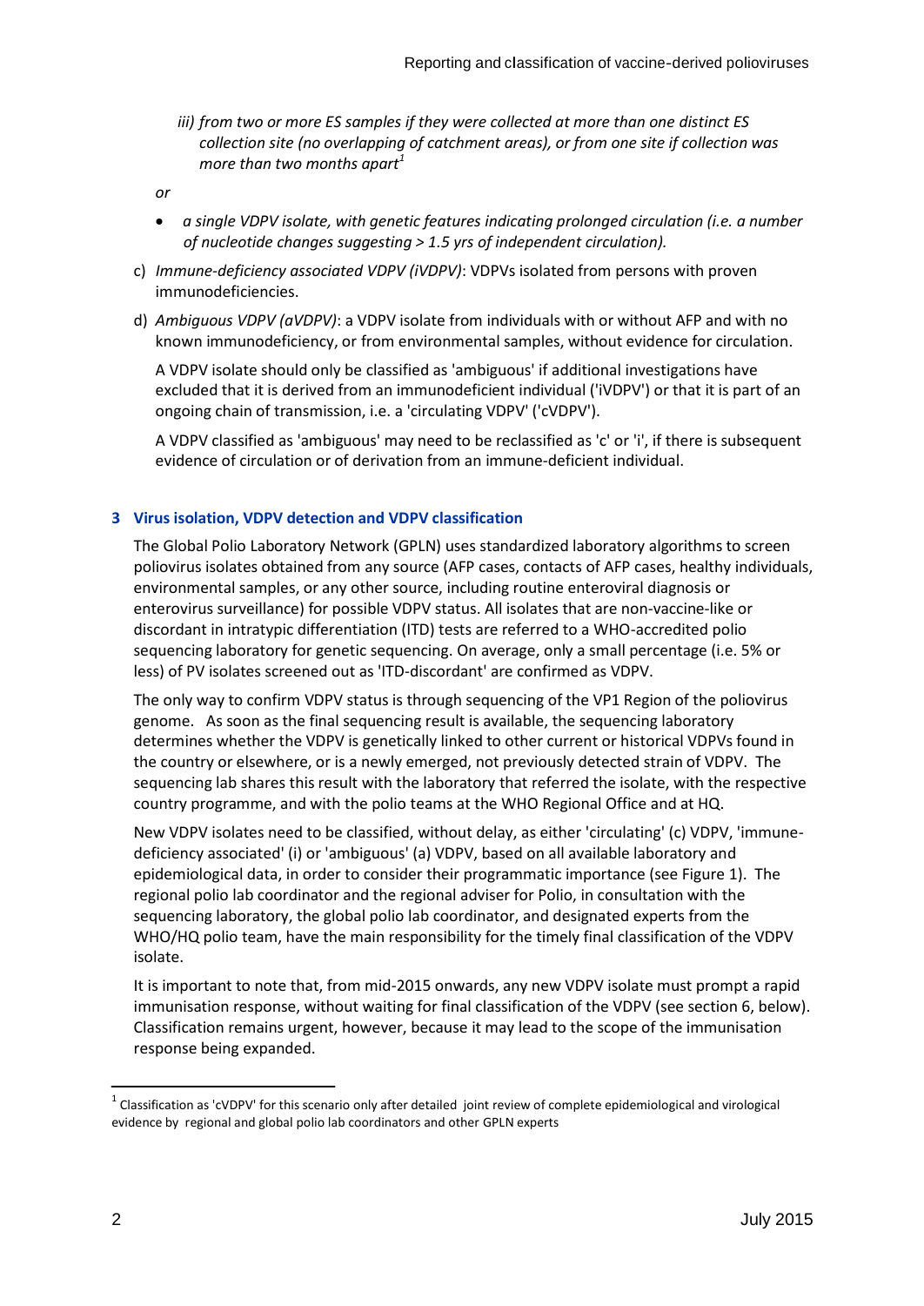*iii) from two or more ES samples if they were collected at more than one distinct ES collection site (no overlapping of catchment areas), or from one site if collection was more than two months apart*[1]

*or*

- *a single VDPV isolate, with genetic features indicating prolonged circulation (i.e. a number of nucleotide changes suggesting > 1.5 yrs of independent circulation).*

c) *Immune-deficiency associated VDPV (iVDPV)*: VDPVs isolated from persons with proven immunodeficiencies.

d) *Ambiguous VDPV (aVDPV)*: a VDPV isolate from individuals with or without AFP and with no known immunodeficiency, or from environmental samples, without evidence for circulation.

   A VDPV isolate should only be classified as 'ambiguous' if additional investigations have excluded that it is derived from an immunodeficient individual ('iVDPV') or that it is part of an ongoing chain of transmission, i.e. a 'circulating VDPV' ('cVDPV').

   A VDPV classified as 'ambiguous' may need to be reclassified as 'c' or 'i', if there is subsequent evidence of circulation or of derivation from an immune-deficient individual.

## 3 Virus isolation, VDPV detection and VDPV classification

The Global Polio Laboratory Network (GPLN) uses standardized laboratory algorithms to screen poliovirus isolates obtained from any source (AFP cases, contacts of AFP cases, healthy individuals, environmental samples, or any other source, including routine enteroviral diagnosis or enterovirus surveillance) for possible VDPV status. All isolates that are non-vaccine-like or discordant in intratypic differentiation (ITD) tests are referred to a WHO-accredited polio sequencing laboratory for genetic sequencing. On average, only a small percentage (i.e. 5% or less) of PV isolates screened out as 'ITD-discordant' are confirmed as VDPV.

The only way to confirm VDPV status is through sequencing of the VP1 Region of the poliovirus genome. As soon as the final sequencing result is available, the sequencing laboratory determines whether the VDPV is genetically linked to other current or historical VDPVs found in the country or elsewhere, or is a newly emerged, not previously detected strain of VDPV. The sequencing lab shares this result with the laboratory that referred the isolate, with the respective country programme, and with the polio teams at the WHO Regional Office and at HQ.

New VDPV isolates need to be classified, without delay, as either 'circulating' (c) VDPV, 'immune-deficiency associated' (i) or 'ambiguous' (a) VDPV, based on all available laboratory and epidemiological data, in order to consider their programmatic importance (see Figure 1). The regional polio lab coordinator and the regional adviser for Polio, in consultation with the sequencing laboratory, the global polio lab coordinator, and designated experts from the WHO/HQ polio team, have the main responsibility for the timely final classification of the VDPV isolate.

It is important to note that, from mid-2015 onwards, any new VDPV isolate must prompt a rapid immunisation response, without waiting for final classification of the VDPV (see section 6, below). Classification remains urgent, however, because it may lead to the scope of the immunisation response being expanded.

---

[1] Classification as 'cVDPV' for this scenario only after detailed joint review of complete epidemiological and virological evidence by regional and global polio lab coordinators and other GPLN experts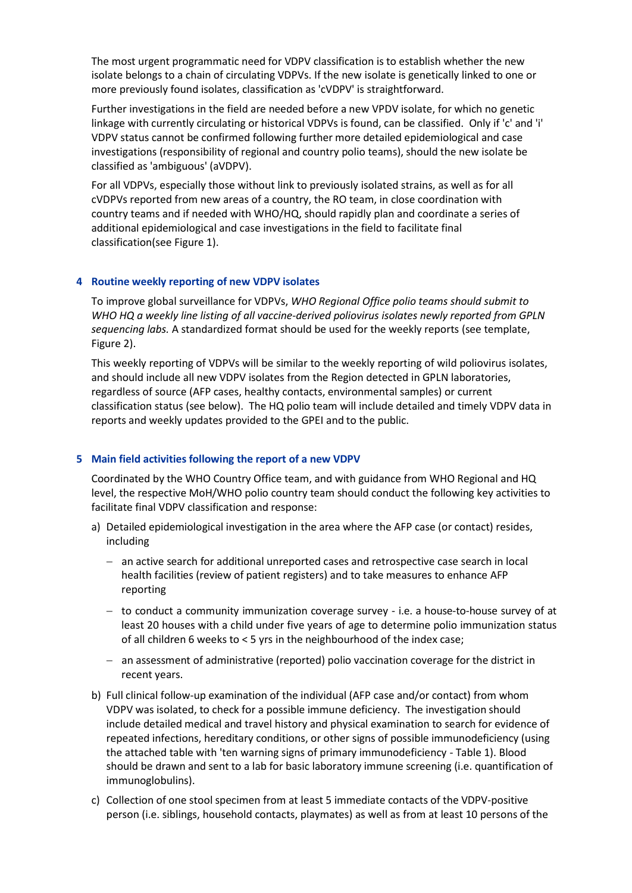The most urgent programmatic need for VDPV classification is to establish whether the new isolate belongs to a chain of circulating VDPVs. If the new isolate is genetically linked to one or more previously found isolates, classification as 'cVDPV' is straightforward.

Further investigations in the field are needed before a new VPDV isolate, for which no genetic linkage with currently circulating or historical VDPVs is found, can be classified. Only if 'c' and 'i' VDPV status cannot be confirmed following further more detailed epidemiological and case investigations (responsibility of regional and country polio teams), should the new isolate be classified as 'ambiguous' (aVDPV).

For all VDPVs, especially those without link to previously isolated strains, as well as for all cVDPVs reported from new areas of a country, the RO team, in close coordination with country teams and if needed with WHO/HQ, should rapidly plan and coordinate a series of additional epidemiological and case investigations in the field to facilitate final classification(see Figure 1).

## 4 Routine weekly reporting of new VDPV isolates

To improve global surveillance for VDPVs, *WHO Regional Office polio teams should submit to WHO HQ a weekly line listing of all vaccine-derived poliovirus isolates newly reported from GPLN sequencing labs.* A standardized format should be used for the weekly reports (see template, Figure 2).

This weekly reporting of VDPVs will be similar to the weekly reporting of wild poliovirus isolates, and should include all new VDPV isolates from the Region detected in GPLN laboratories, regardless of source (AFP cases, healthy contacts, environmental samples) or current classification status (see below). The HQ polio team will include detailed and timely VDPV data in reports and weekly updates provided to the GPEI and to the public.

## 5 Main field activities following the report of a new VDPV

Coordinated by the WHO Country Office team, and with guidance from WHO Regional and HQ level, the respective MoH/WHO polio country team should conduct the following key activities to facilitate final VDPV classification and response:

a) Detailed epidemiological investigation in the area where the AFP case (or contact) resides, including

   - an active search for additional unreported cases and retrospective case search in local health facilities (review of patient registers) and to take measures to enhance AFP reporting

   - to conduct a community immunization coverage survey - i.e. a house-to-house survey of at least 20 houses with a child under five years of age to determine polio immunization status of all children 6 weeks to < 5 yrs in the neighbourhood of the index case;

   - an assessment of administrative (reported) polio vaccination coverage for the district in recent years.

b) Full clinical follow-up examination of the individual (AFP case and/or contact) from whom VDPV was isolated, to check for a possible immune deficiency. The investigation should include detailed medical and travel history and physical examination to search for evidence of repeated infections, hereditary conditions, or other signs of possible immunodeficiency (using the attached table with 'ten warning signs of primary immunodeficiency - Table 1). Blood should be drawn and sent to a lab for basic laboratory immune screening (i.e. quantification of immunoglobulins).

c) Collection of one stool specimen from at least 5 immediate contacts of the VDPV-positive person (i.e. siblings, household contacts, playmates) as well as from at least 10 persons of the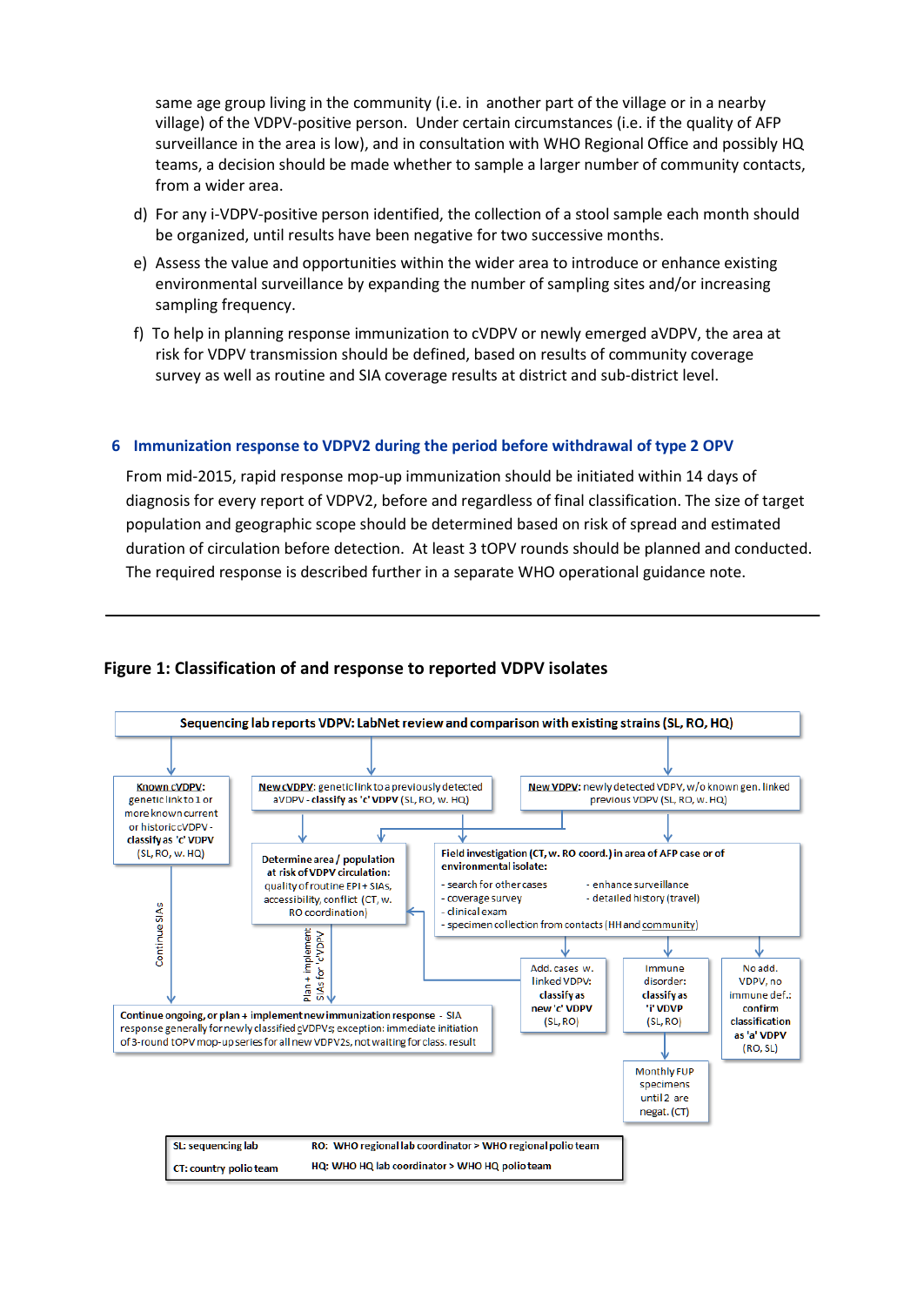same age group living in the community (i.e. in another part of the village or in a nearby village) of the VDPV-positive person. Under certain circumstances (i.e. if the quality of AFP surveillance in the area is low), and in consultation with WHO Regional Office and possibly HQ teams, a decision should be made whether to sample a larger number of community contacts, from a wider area.

d) For any i-VDPV-positive person identified, the collection of a stool sample each month should be organized, until results have been negative for two successive months.

e) Assess the value and opportunities within the wider area to introduce or enhance existing environmental surveillance by expanding the number of sampling sites and/or increasing sampling frequency.

f) To help in planning response immunization to cVDPV or newly emerged aVDPV, the area at risk for VDPV transmission should be defined, based on results of community coverage survey as well as routine and SIA coverage results at district and sub-district level.

## 6 Immunization response to VDPV2 during the period before withdrawal of type 2 OPV

From mid-2015, rapid response mop-up immunization should be initiated within 14 days of diagnosis for every report of VDPV2, before and regardless of final classification. The size of target population and geographic scope should be determined based on risk of spread and estimated duration of circulation before detection. At least 3 tOPV rounds should be planned and conducted. The required response is described further in a separate WHO operational guidance note.

---

**Figure 1: Classification of and response to reported VDPV isolates**

**Sequencing lab reports VDPV: LabNet review and comparison with existing strains (SL, RO, HQ)**

- Known cVDPV: genetic link to 1 or more known current or historic cVDPV - classify as 'c' VDPV (SL, RO, w. HQ)
  - Continue SIAs → Continue ongoing, or plan + implement new immunization response - SIA response generally for newly classified cVDPVs; exception: immediate initiation of 3-round tOPV mop-up series for all new VDPV2s, not waiting for class. result
- New cVDPV: genetic link to a previously detected aVDPV - classify as 'c' VDPV (SL, RO, w. HQ)
  - Determine area / population at risk of VDPV circulation: quality of routine EPI + SIAs, accessibility, conflict (CT, w. RO coordination)
    - Plan + implement SIAs for 'cVDPV' → Continue ongoing, or plan + implement new immunization response
  - Field investigation
- New VDPV: newly detected VDPV, w/o known gen. linked previous VDPV (SL, RO, w. HQ)
  - Field investigation (CT, w. RO coord.) in area of AFP case or of environmental isolate:
    - search for other cases
    - coverage survey
    - clinical exam
    - specimen collection from contacts (HH and community)
    - enhance surveillance
    - detailed history (travel)
  - Outcomes:
    - Add. cases w. linked VDPV: classify as new 'c' VDPV (SL, RO) → Determine area / population at risk of VDPV circulation
    - Immune disorder: classify as 'i' VDPV (SL, RO) → Monthly FUP specimens until 2 are negat. (CT)
    - No add. VDPV, no immune def.: confirm classification as 'a' VDPV (RO, SL)

| | |
|---|---|
| SL: sequencing lab | RO: WHO regional lab coordinator > WHO regional polio team |
| CT: country polio team | HQ: WHO HQ lab coordinator > WHO HQ polio team |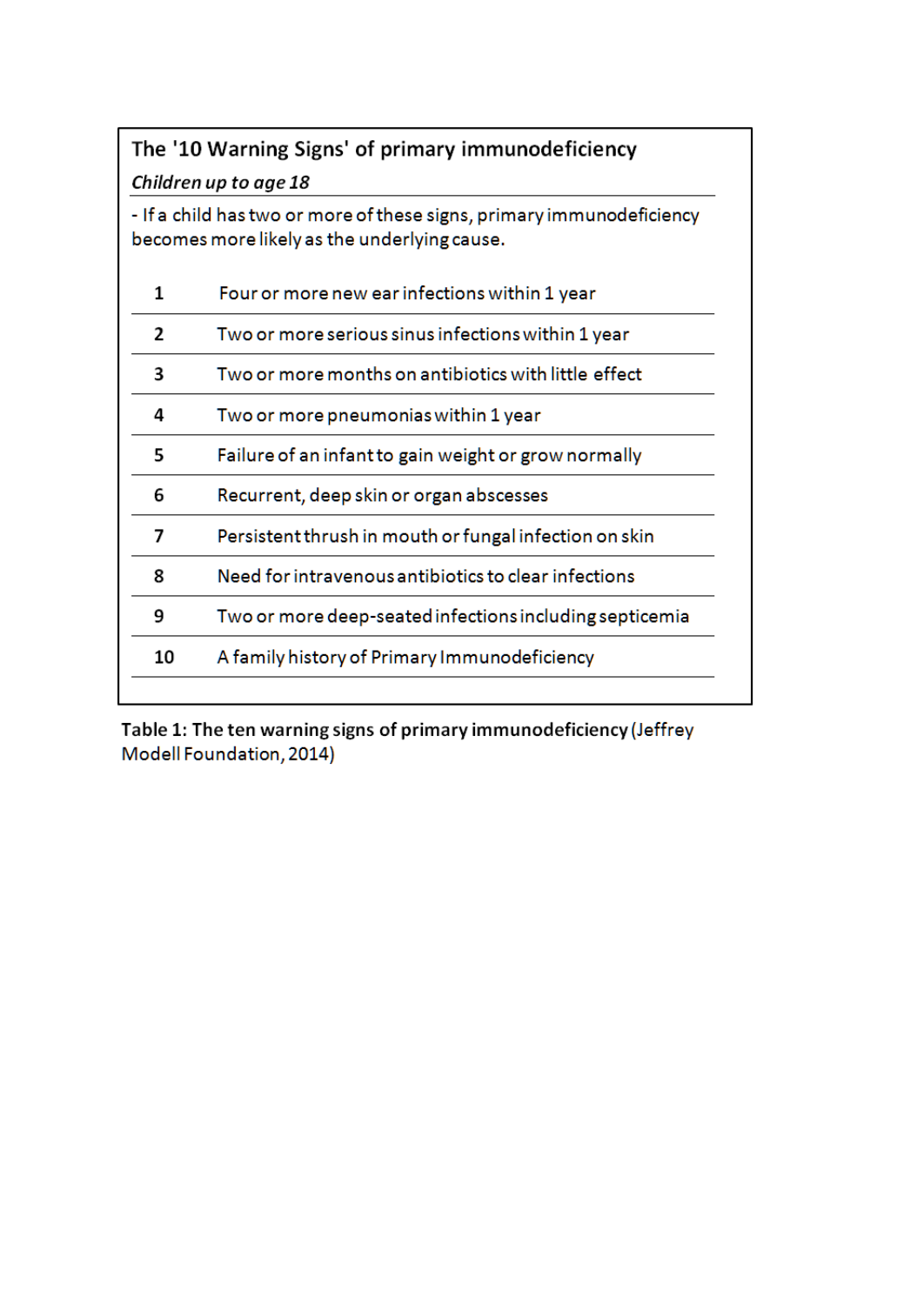**The '10 Warning Signs' of primary immunodeficiency**

***Children up to age 18***

- If a child has two or more of these signs, primary immunodeficiency becomes more likely as the underlying cause.

| | |
|---|---|
| **1** | Four or more new ear infections within 1 year |
| **2** | Two or more serious sinus infections within 1 year |
| **3** | Two or more months on antibiotics with little effect |
| **4** | Two or more pneumonias within 1 year |
| **5** | Failure of an infant to gain weight or grow normally |
| **6** | Recurrent, deep skin or organ abscesses |
| **7** | Persistent thrush in mouth or fungal infection on skin |
| **8** | Need for intravenous antibiotics to clear infections |
| **9** | Two or more deep-seated infections including septicemia |
| **10** | A family history of Primary Immunodeficiency |

**Table 1: The ten warning signs of primary immunodeficiency** (Jeffrey Modell Foundation, 2014)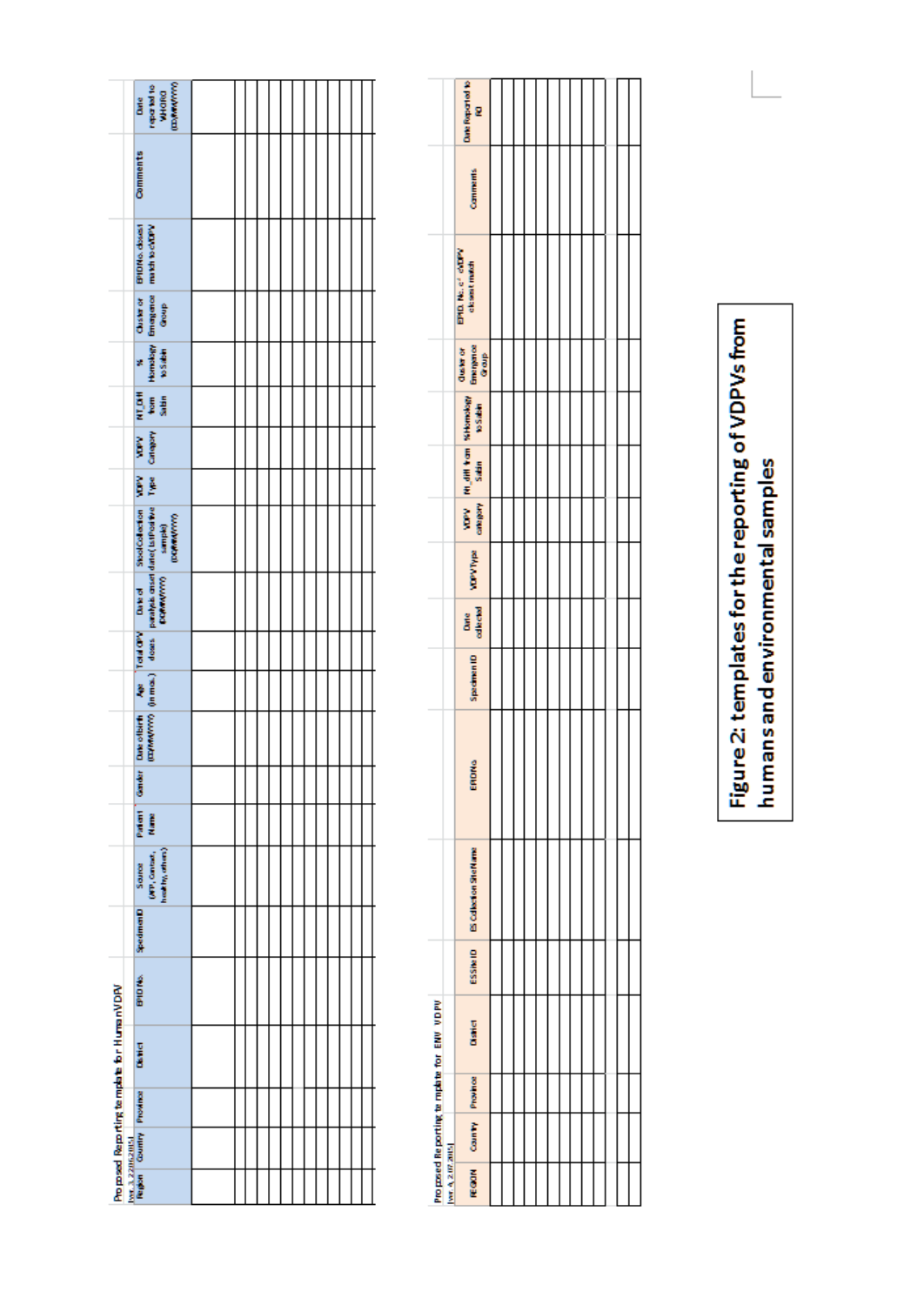Proposed Reporting template for Human VDPV

[ver. 3, 22.06.2015]

| Region | Country | Province | District | EPID No. | SpecimenID | Source (AFP, Contact, healthy, others) | Patient Name | Gender | Date of Birth (DD/MM/YYYY) | Age (in mos.) | Total OPV doses | Date of paralysis onset (DD/MM/YYYY) | Stool Collection date (1st Positive sample) (DD/MM/YYYY) | VDPV Type | VDPV Category | NT_Diff from Sabin | % Homology to Sabin | Cluster or Emergence Group | EPID No. closest match to cVDPV | Comments | Date reported to WHO/RO (DD/MM/YYYY) |
|---|---|---|---|---|---|---|---|---|---|---|---|---|---|---|---|---|---|---|---|---|---|
| | | | | | | | | | | | | | | | | | | | | | |
| | | | | | | | | | | | | | | | | | | | | | |
| | | | | | | | | | | | | | | | | | | | | | |
| | | | | | | | | | | | | | | | | | | | | | |
| | | | | | | | | | | | | | | | | | | | | | |
| | | | | | | | | | | | | | | | | | | | | | |
| | | | | | | | | | | | | | | | | | | | | | |
| | | | | | | | | | | | | | | | | | | | | | |
| | | | | | | | | | | | | | | | | | | | | | |
| | | | | | | | | | | | | | | | | | | | | | |

Proposed Reporting template for ENV VDPV

[ver. 4, 2.07.2015]

| REGION | Country | Province | District | ESSite ID | ES Collection SiteName | EPIDNo | Specimen ID | Date collected | VDPVType | VDPV category | Nt_diff from Sabin | %Homology to Sabin | Cluster or Emergence Group | EPID. No. of cVDPV closest match | Comments | Date Reported to RO |
|---|---|---|---|---|---|---|---|---|---|---|---|---|---|---|---|---|
| | | | | | | | | | | | | | | | | |
| | | | | | | | | | | | | | | | | |
| | | | | | | | | | | | | | | | | |
| | | | | | | | | | | | | | | | | |
| | | | | | | | | | | | | | | | | |
| | | | | | | | | | | | | | | | | |
| | | | | | | | | | | | | | | | | |
| | | | | | | | | | | | | | | | | |
| | | | | | | | | | | | | | | | | |
| | | | | | | | | | | | | | | | | |

**Figure 2: templates for the reporting of VDPVs from humans and environmental samples**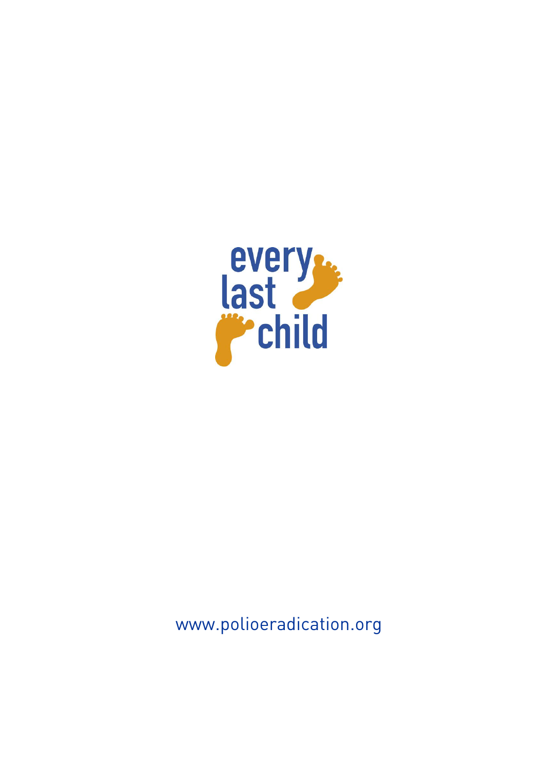every
last
child

www.polioeradication.org